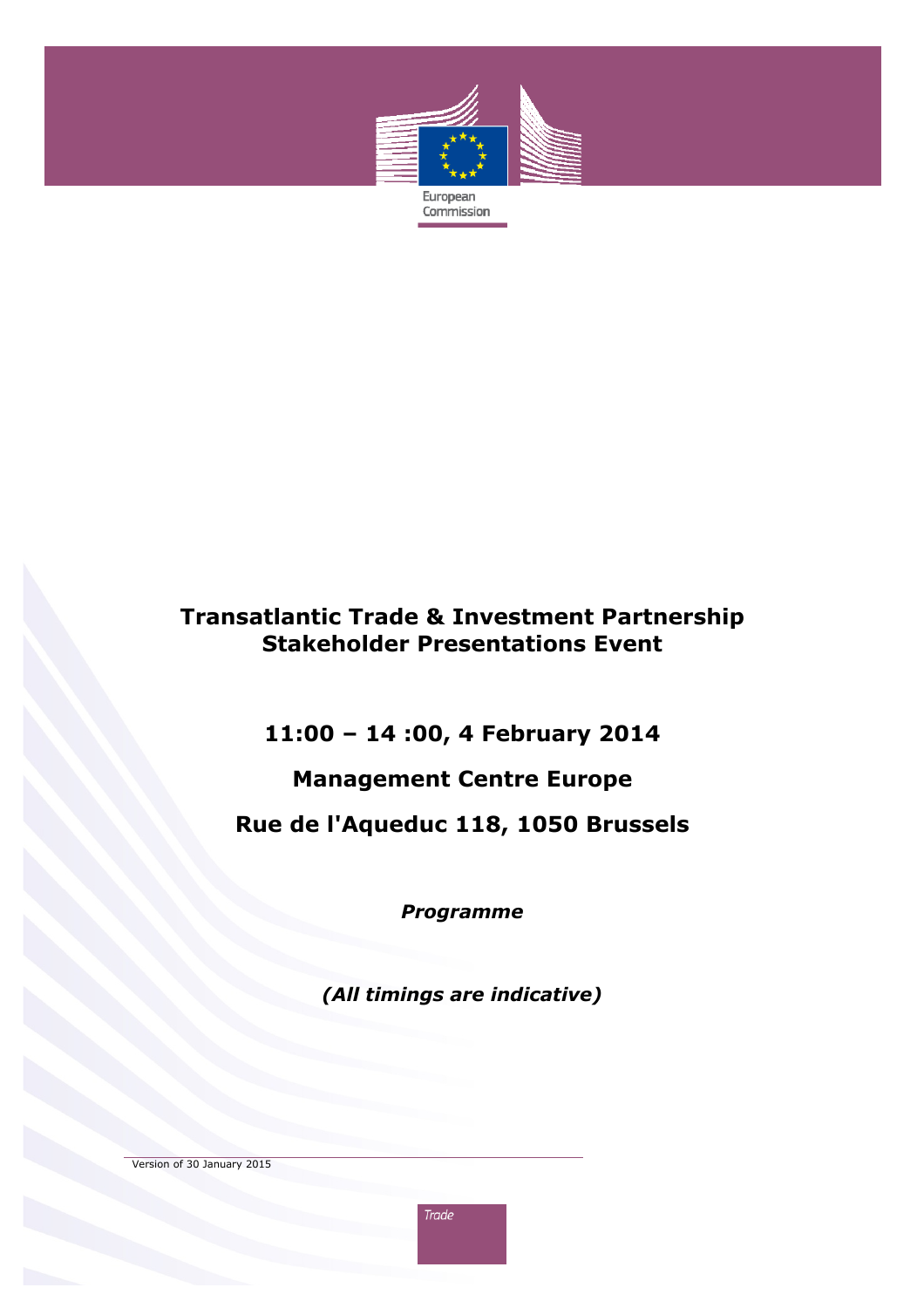European Commission

# Transatlantic Trade & Investment Partnership Stakeholder Presentations Event

## 11:00 – 14 :00, 4 February 2014

## Management Centre Europe

## Rue de l'Aqueduc 118, 1050 Brussels

***Programme***

***(All timings are indicative)***

Version of 30 January 2015

Trade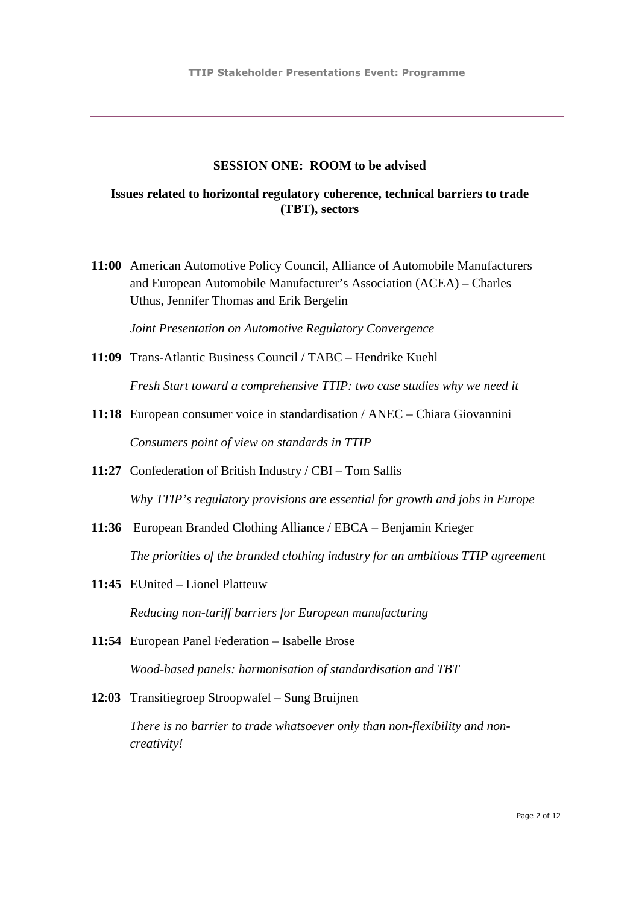## SESSION ONE: ROOM to be advised

### Issues related to horizontal regulatory coherence, technical barriers to trade (TBT), sectors

**11:00** American Automotive Policy Council, Alliance of Automobile Manufacturers and European Automobile Manufacturer's Association (ACEA) – Charles Uthus, Jennifer Thomas and Erik Bergelin

*Joint Presentation on Automotive Regulatory Convergence*

**11:09** Trans-Atlantic Business Council / TABC – Hendrike Kuehl

*Fresh Start toward a comprehensive TTIP: two case studies why we need it*

**11:18** European consumer voice in standardisation / ANEC – Chiara Giovannini

*Consumers point of view on standards in TTIP*

**11:27** Confederation of British Industry / CBI – Tom Sallis

*Why TTIP's regulatory provisions are essential for growth and jobs in Europe*

**11:36** European Branded Clothing Alliance / EBCA – Benjamin Krieger

*The priorities of the branded clothing industry for an ambitious TTIP agreement*

**11:45** EUnited – Lionel Platteuw

*Reducing non-tariff barriers for European manufacturing*

**11:54** European Panel Federation – Isabelle Brose

*Wood-based panels: harmonisation of standardisation and TBT*

**12:03** Transitiegroep Stroopwafel – Sung Bruijnen

*There is no barrier to trade whatsoever only than non-flexibility and non-creativity!*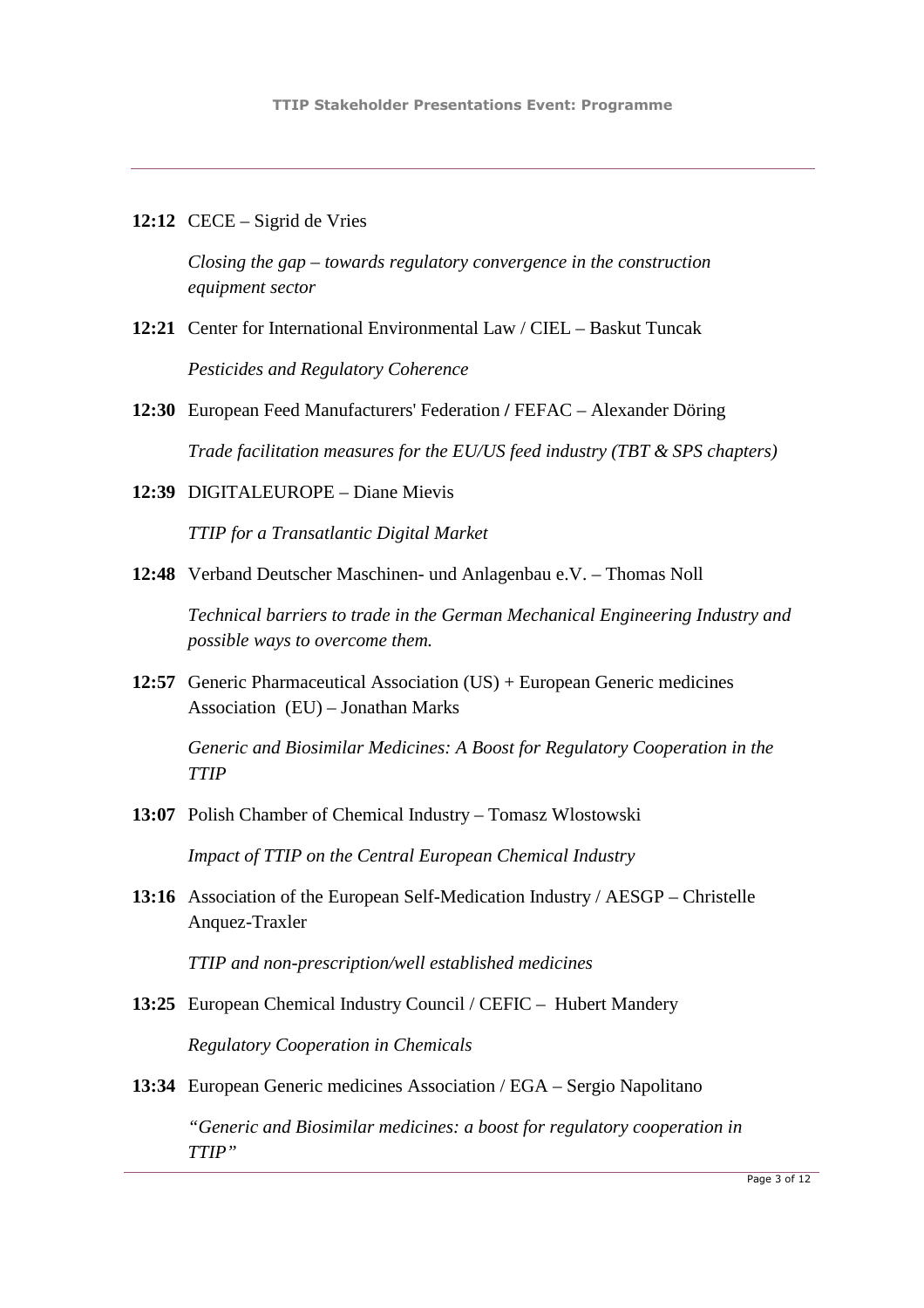**12:12** CECE – Sigrid de Vries

*Closing the gap – towards regulatory convergence in the construction equipment sector*

**12:21** Center for International Environmental Law / CIEL – Baskut Tuncak

*Pesticides and Regulatory Coherence*

**12:30** European Feed Manufacturers' Federation **/** FEFAC – Alexander Döring

*Trade facilitation measures for the EU/US feed industry (TBT & SPS chapters)*

**12:39** DIGITALEUROPE – Diane Mievis

*TTIP for a Transatlantic Digital Market*

**12:48** Verband Deutscher Maschinen- und Anlagenbau e.V. – Thomas Noll

*Technical barriers to trade in the German Mechanical Engineering Industry and possible ways to overcome them.*

**12:57** Generic Pharmaceutical Association (US) + European Generic medicines Association (EU) – Jonathan Marks

*Generic and Biosimilar Medicines: A Boost for Regulatory Cooperation in the TTIP*

**13:07** Polish Chamber of Chemical Industry – Tomasz Wlostowski

*Impact of TTIP on the Central European Chemical Industry*

**13:16** Association of the European Self-Medication Industry / AESGP – Christelle Anquez-Traxler

*TTIP and non-prescription/well established medicines*

**13:25** European Chemical Industry Council / CEFIC – Hubert Mandery

*Regulatory Cooperation in Chemicals*

**13:34** European Generic medicines Association / EGA – Sergio Napolitano

*"Generic and Biosimilar medicines: a boost for regulatory cooperation in TTIP"*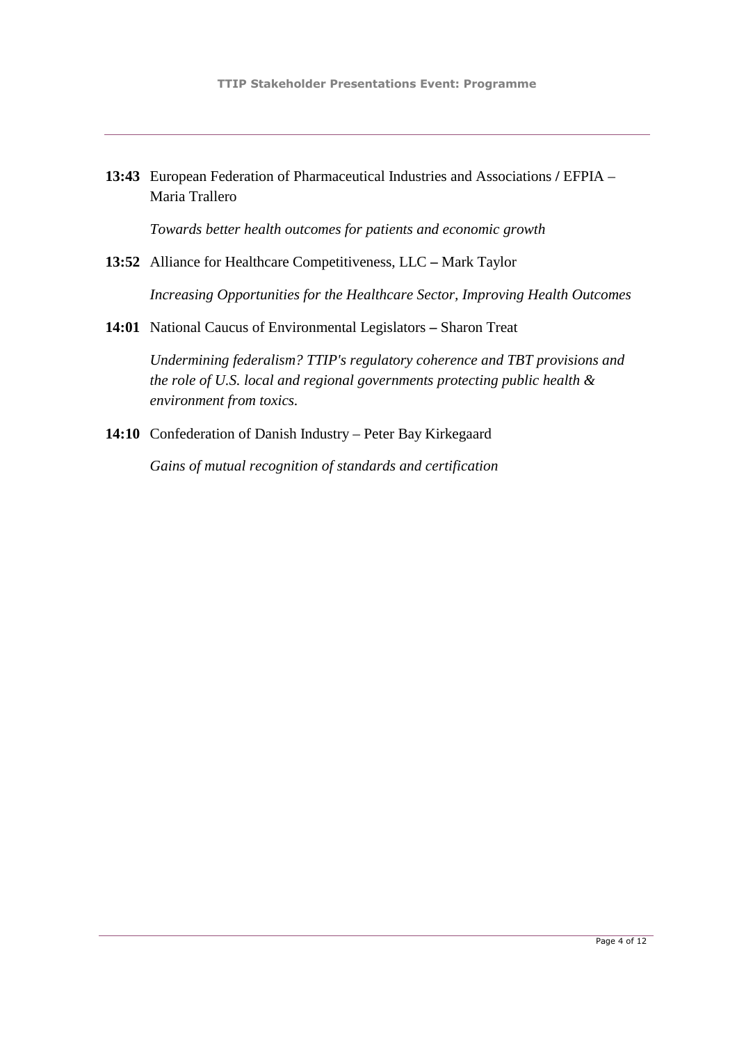**13:43** European Federation of Pharmaceutical Industries and Associations / EFPIA – Maria Trallero

*Towards better health outcomes for patients and economic growth*

**13:52** Alliance for Healthcare Competitiveness, LLC **–** Mark Taylor

*Increasing Opportunities for the Healthcare Sector, Improving Health Outcomes*

**14:01** National Caucus of Environmental Legislators **–** Sharon Treat

*Undermining federalism? TTIP's regulatory coherence and TBT provisions and the role of U.S. local and regional governments protecting public health & environment from toxics.*

**14:10** Confederation of Danish Industry – Peter Bay Kirkegaard

*Gains of mutual recognition of standards and certification*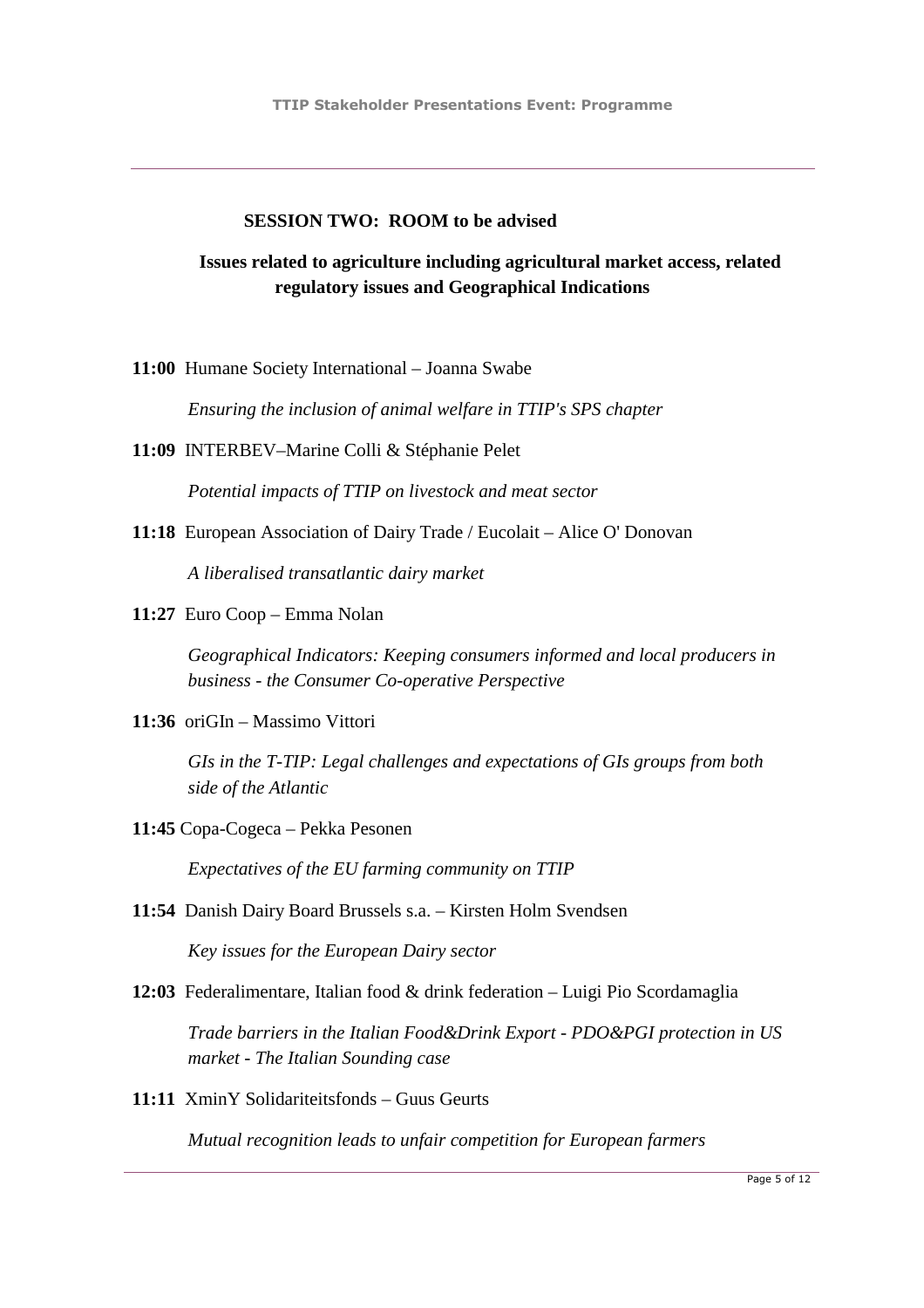**SESSION TWO: ROOM to be advised**

**Issues related to agriculture including agricultural market access, related regulatory issues and Geographical Indications**

**11:00** Humane Society International – Joanna Swabe

*Ensuring the inclusion of animal welfare in TTIP's SPS chapter*

**11:09** INTERBEV–Marine Colli & Stéphanie Pelet

*Potential impacts of TTIP on livestock and meat sector*

**11:18** European Association of Dairy Trade / Eucolait – Alice O' Donovan

*A liberalised transatlantic dairy market*

**11:27** Euro Coop – Emma Nolan

*Geographical Indicators: Keeping consumers informed and local producers in business - the Consumer Co-operative Perspective*

**11:36** oriGIn – Massimo Vittori

*GIs in the T-TIP: Legal challenges and expectations of GIs groups from both side of the Atlantic*

**11:45** Copa-Cogeca – Pekka Pesonen

*Expectatives of the EU farming community on TTIP*

**11:54** Danish Dairy Board Brussels s.a. – Kirsten Holm Svendsen

*Key issues for the European Dairy sector*

**12:03** Federalimentare, Italian food & drink federation – Luigi Pio Scordamaglia

*Trade barriers in the Italian Food&Drink Export - PDO&PGI protection in US market - The Italian Sounding case*

**11:11** XminY Solidariteitsfonds – Guus Geurts

*Mutual recognition leads to unfair competition for European farmers*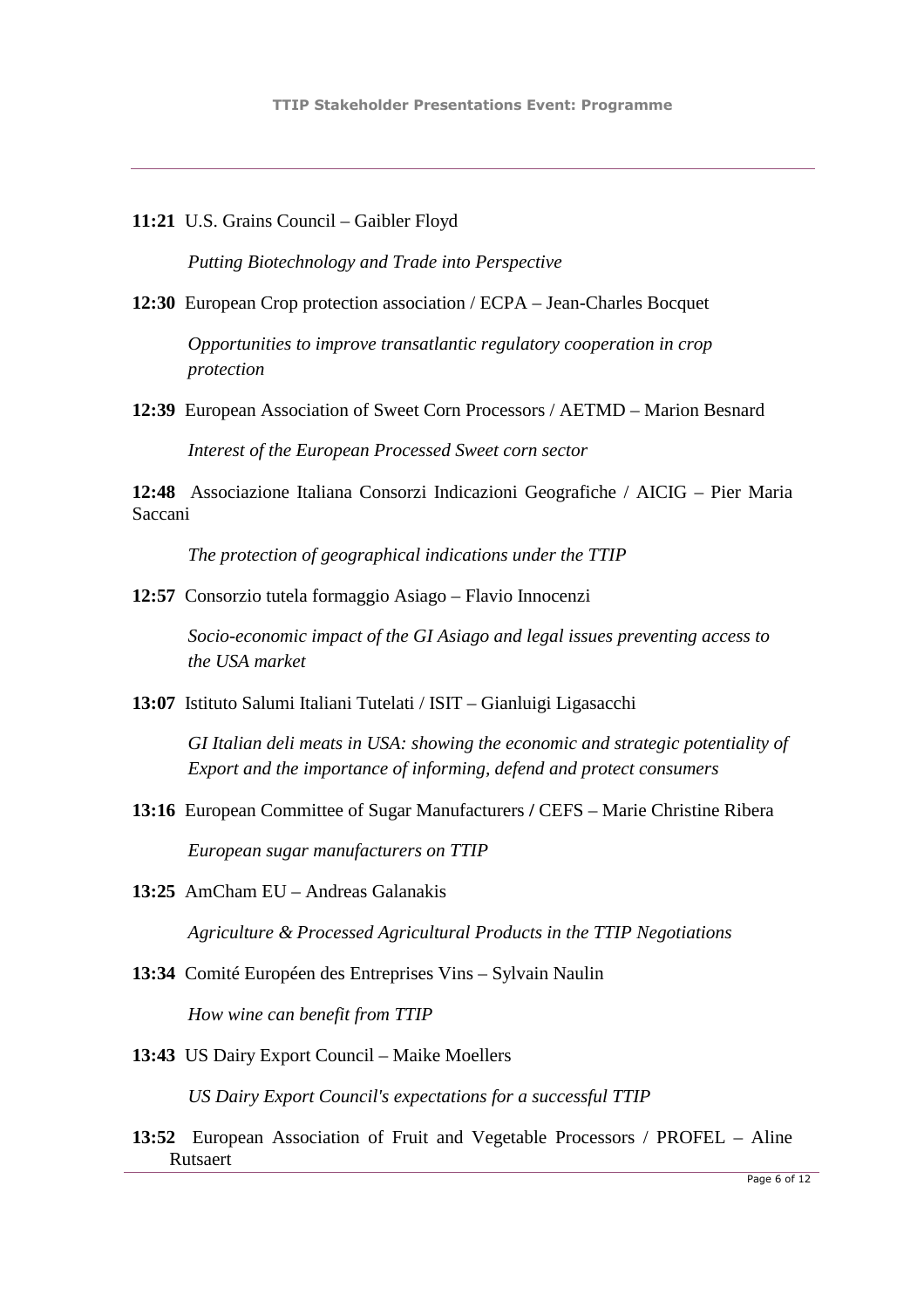**11:21** U.S. Grains Council – Gaibler Floyd

*Putting Biotechnology and Trade into Perspective*

**12:30** European Crop protection association / ECPA – Jean-Charles Bocquet

*Opportunities to improve transatlantic regulatory cooperation in crop protection*

**12:39** European Association of Sweet Corn Processors / AETMD – Marion Besnard

*Interest of the European Processed Sweet corn sector*

**12:48** Associazione Italiana Consorzi Indicazioni Geografiche / AICIG – Pier Maria Saccani

*The protection of geographical indications under the TTIP*

**12:57** Consorzio tutela formaggio Asiago – Flavio Innocenzi

*Socio-economic impact of the GI Asiago and legal issues preventing access to the USA market*

**13:07** Istituto Salumi Italiani Tutelati / ISIT – Gianluigi Ligasacchi

*GI Italian deli meats in USA: showing the economic and strategic potentiality of Export and the importance of informing, defend and protect consumers*

**13:16** European Committee of Sugar Manufacturers **/** CEFS – Marie Christine Ribera

*European sugar manufacturers on TTIP*

**13:25** AmCham EU – Andreas Galanakis

*Agriculture & Processed Agricultural Products in the TTIP Negotiations*

**13:34** Comité Européen des Entreprises Vins – Sylvain Naulin

*How wine can benefit from TTIP*

**13:43** US Dairy Export Council – Maike Moellers

*US Dairy Export Council's expectations for a successful TTIP*

**13:52** European Association of Fruit and Vegetable Processors / PROFEL – Aline Rutsaert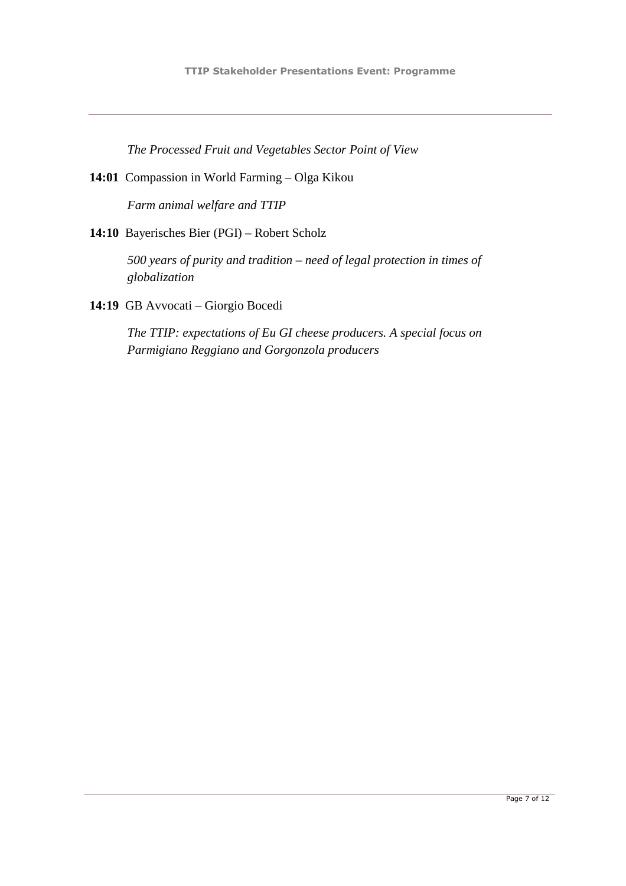*The Processed Fruit and Vegetables Sector Point of View*

**14:01** Compassion in World Farming – Olga Kikou

*Farm animal welfare and TTIP*

**14:10** Bayerisches Bier (PGI) – Robert Scholz

*500 years of purity and tradition – need of legal protection in times of globalization*

**14:19** GB Avvocati – Giorgio Bocedi

*The TTIP: expectations of Eu GI cheese producers. A special focus on Parmigiano Reggiano and Gorgonzola producers*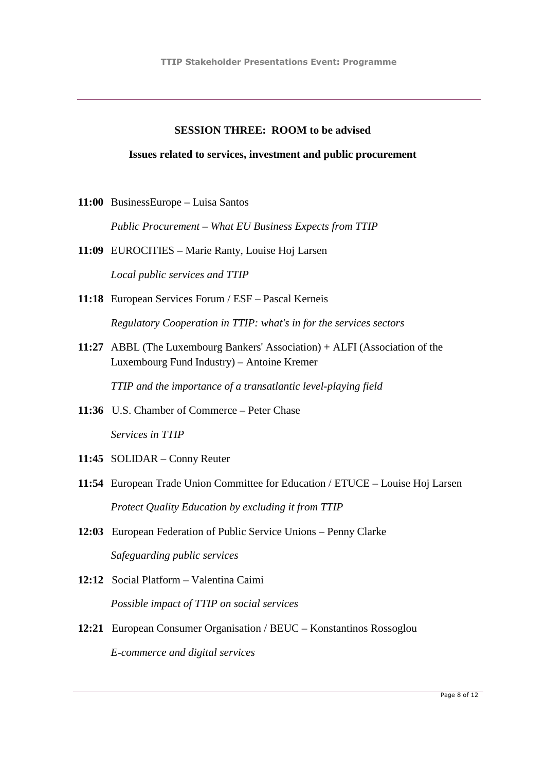## SESSION THREE: ROOM to be advised

### Issues related to services, investment and public procurement

**11:00** BusinessEurope – Luisa Santos

*Public Procurement – What EU Business Expects from TTIP*

**11:09** EUROCITIES – Marie Ranty, Louise Hoj Larsen

*Local public services and TTIP*

**11:18** European Services Forum / ESF – Pascal Kerneis

*Regulatory Cooperation in TTIP: what's in for the services sectors*

**11:27** ABBL (The Luxembourg Bankers' Association) + ALFI (Association of the Luxembourg Fund Industry) – Antoine Kremer

*TTIP and the importance of a transatlantic level-playing field*

**11:36** U.S. Chamber of Commerce – Peter Chase

*Services in TTIP*

**11:45** SOLIDAR – Conny Reuter

**11:54** European Trade Union Committee for Education / ETUCE – Louise Hoj Larsen

*Protect Quality Education by excluding it from TTIP*

**12:03** European Federation of Public Service Unions – Penny Clarke

*Safeguarding public services*

**12:12** Social Platform – Valentina Caimi

*Possible impact of TTIP on social services*

**12:21** European Consumer Organisation / BEUC – Konstantinos Rossoglou

*E-commerce and digital services*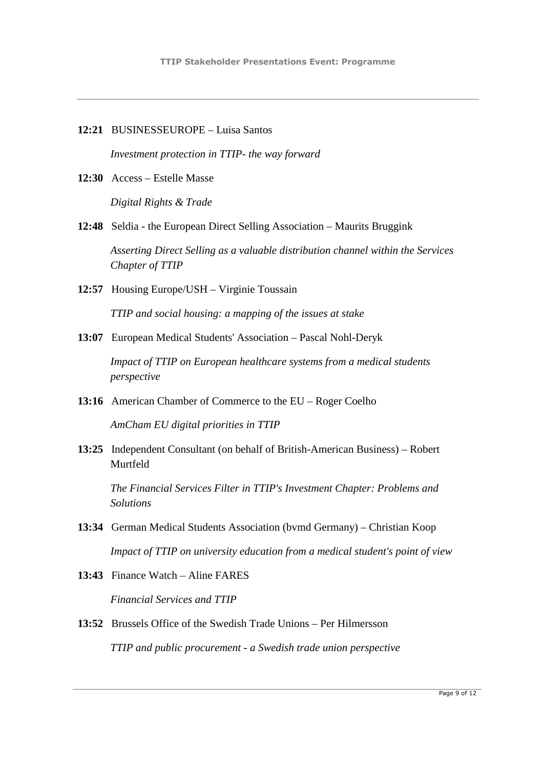**12:21** BUSINESSEUROPE – Luisa Santos

*Investment protection in TTIP- the way forward*

**12:30** Access – Estelle Masse

*Digital Rights & Trade*

**12:48** Seldia - the European Direct Selling Association – Maurits Bruggink

*Asserting Direct Selling as a valuable distribution channel within the Services Chapter of TTIP*

**12:57** Housing Europe/USH – Virginie Toussain

*TTIP and social housing: a mapping of the issues at stake*

**13:07** European Medical Students' Association – Pascal Nohl-Deryk

*Impact of TTIP on European healthcare systems from a medical students perspective*

**13:16** American Chamber of Commerce to the EU – Roger Coelho

*AmCham EU digital priorities in TTIP*

**13:25** Independent Consultant (on behalf of British-American Business) – Robert Murtfeld

*The Financial Services Filter in TTIP's Investment Chapter: Problems and Solutions*

**13:34** German Medical Students Association (bvmd Germany) – Christian Koop

*Impact of TTIP on university education from a medical student's point of view*

**13:43** Finance Watch – Aline FARES

*Financial Services and TTIP*

**13:52** Brussels Office of the Swedish Trade Unions – Per Hilmersson

*TTIP and public procurement - a Swedish trade union perspective*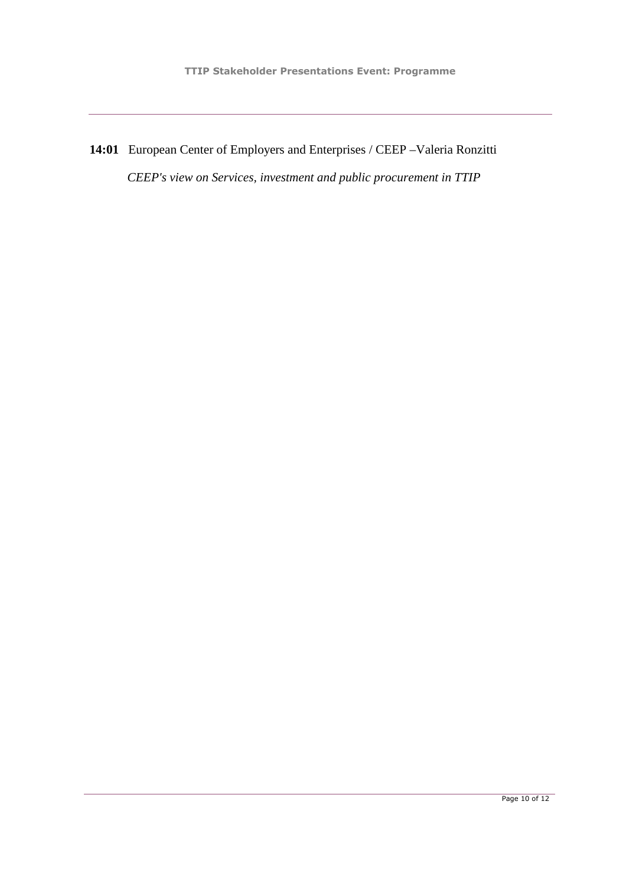**14:01** European Center of Employers and Enterprises / CEEP –Valeria Ronzitti

*CEEP's view on Services, investment and public procurement in TTIP*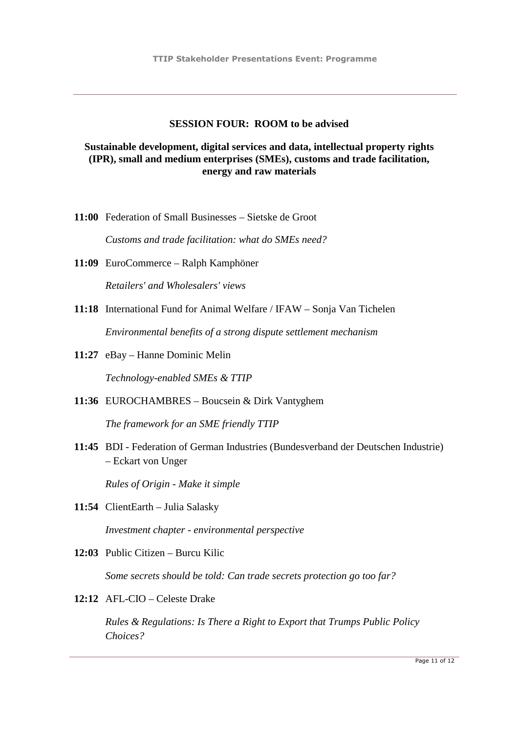## SESSION FOUR: ROOM to be advised

### Sustainable development, digital services and data, intellectual property rights (IPR), small and medium enterprises (SMEs), customs and trade facilitation, energy and raw materials

**11:00** Federation of Small Businesses – Sietske de Groot

*Customs and trade facilitation: what do SMEs need?*

**11:09** EuroCommerce – Ralph Kamphöner

*Retailers' and Wholesalers' views*

**11:18** International Fund for Animal Welfare / IFAW – Sonja Van Tichelen

*Environmental benefits of a strong dispute settlement mechanism*

**11:27** eBay – Hanne Dominic Melin

*Technology-enabled SMEs & TTIP*

**11:36** EUROCHAMBRES – Boucsein & Dirk Vantyghem

*The framework for an SME friendly TTIP*

**11:45** BDI - Federation of German Industries (Bundesverband der Deutschen Industrie) – Eckart von Unger

*Rules of Origin - Make it simple*

**11:54** ClientEarth – Julia Salasky

*Investment chapter - environmental perspective*

**12:03** Public Citizen – Burcu Kilic

*Some secrets should be told: Can trade secrets protection go too far?*

**12:12** AFL-CIO – Celeste Drake

*Rules & Regulations: Is There a Right to Export that Trumps Public Policy Choices?*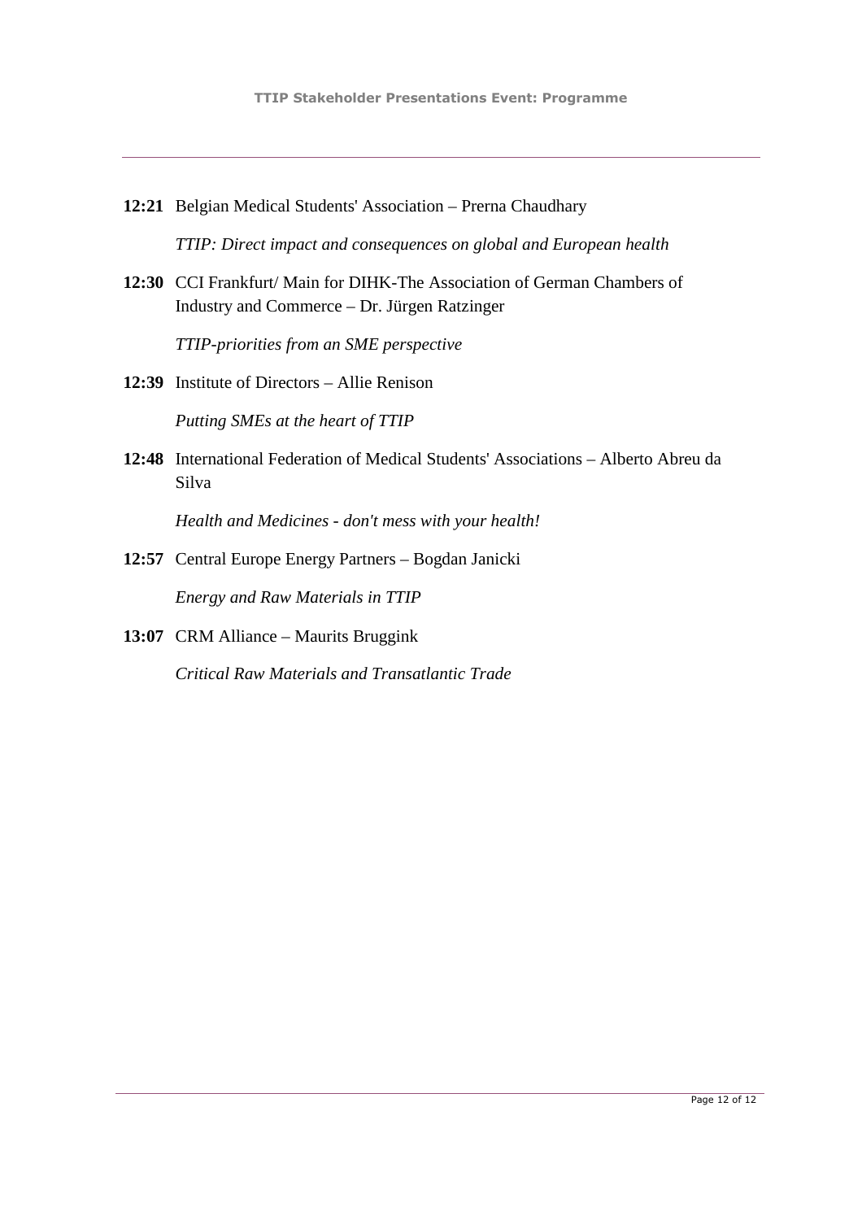**12:21** Belgian Medical Students' Association – Prerna Chaudhary

*TTIP: Direct impact and consequences on global and European health*

**12:30** CCI Frankfurt/ Main for DIHK-The Association of German Chambers of Industry and Commerce – Dr. Jürgen Ratzinger

*TTIP-priorities from an SME perspective*

**12:39** Institute of Directors – Allie Renison

*Putting SMEs at the heart of TTIP*

**12:48** International Federation of Medical Students' Associations – Alberto Abreu da Silva

*Health and Medicines - don't mess with your health!*

**12:57** Central Europe Energy Partners – Bogdan Janicki

*Energy and Raw Materials in TTIP*

**13:07** CRM Alliance – Maurits Bruggink

*Critical Raw Materials and Transatlantic Trade*